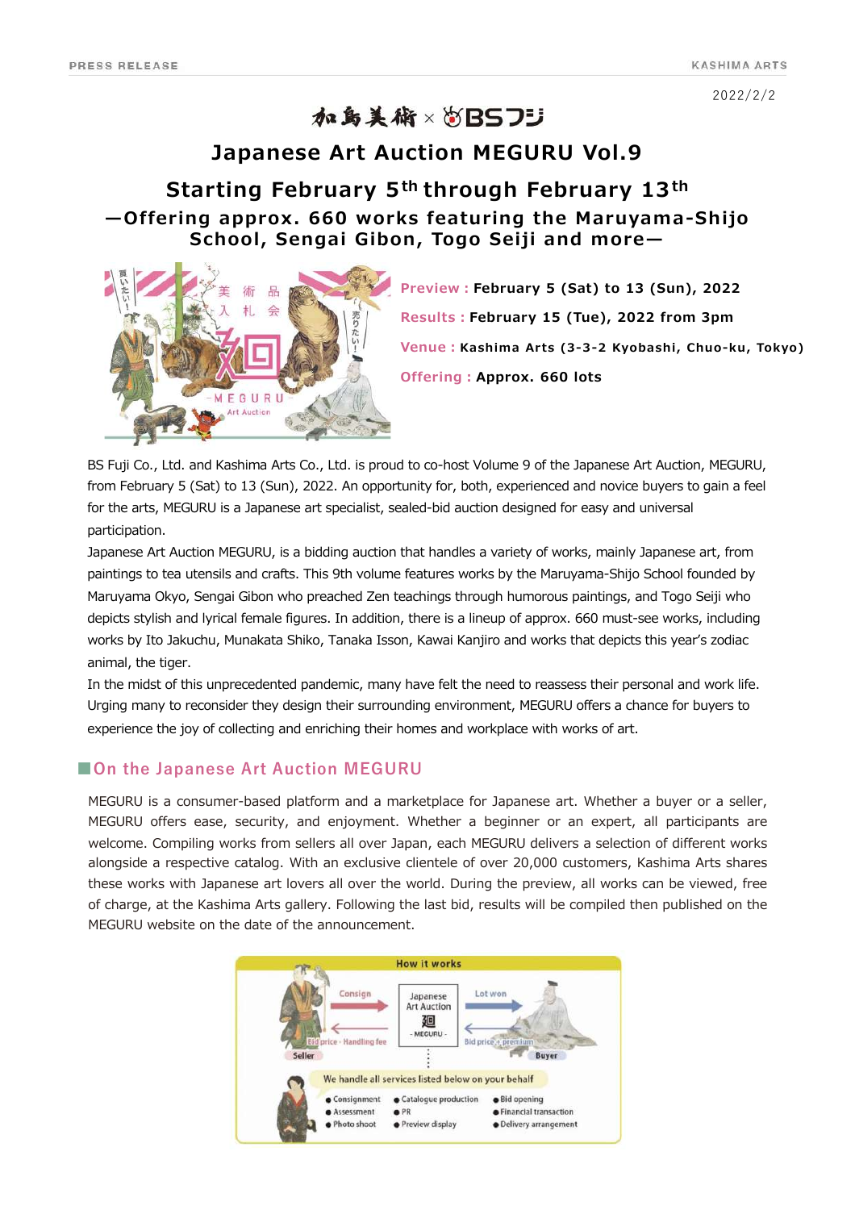2022/2/2

加島美術 × BSフジ

# Japanese Art Auction MEGURU Vol.9

## Starting February 5th through February 13th

### —Offering approx. 660 works featuring the Maruyama-Shijo School, Sengai Gibon, Togo Seiji and more—

**Preview :** **February 5 (Sat) to 13 (Sun), 2022**

**Results :** **February 15 (Tue), 2022 from 3pm**

**Venue :** **Kashima Arts (3-3-2 Kyobashi, Chuo-ku, Tokyo)**

**Offering :** **Approx. 660 lots**

BS Fuji Co., Ltd. and Kashima Arts Co., Ltd. is proud to co-host Volume 9 of the Japanese Art Auction, MEGURU, from February 5 (Sat) to 13 (Sun), 2022. An opportunity for, both, experienced and novice buyers to gain a feel for the arts, MEGURU is a Japanese art specialist, sealed-bid auction designed for easy and universal participation.

Japanese Art Auction MEGURU, is a bidding auction that handles a variety of works, mainly Japanese art, from paintings to tea utensils and crafts. This 9th volume features works by the Maruyama-Shijo School founded by Maruyama Okyo, Sengai Gibon who preached Zen teachings through humorous paintings, and Togo Seiji who depicts stylish and lyrical female figures. In addition, there is a lineup of approx. 660 must-see works, including works by Ito Jakuchu, Munakata Shiko, Tanaka Isson, Kawai Kanjiro and works that depicts this year's zodiac animal, the tiger.

In the midst of this unprecedented pandemic, many have felt the need to reassess their personal and work life. Urging many to reconsider they design their surrounding environment, MEGURU offers a chance for buyers to experience the joy of collecting and enriching their homes and workplace with works of art.

## ■On the Japanese Art Auction MEGURU

MEGURU is a consumer-based platform and a marketplace for Japanese art. Whether a buyer or a seller, MEGURU offers ease, security, and enjoyment. Whether a beginner or an expert, all participants are welcome. Compiling works from sellers all over Japan, each MEGURU delivers a selection of different works alongside a respective catalogue. With an exclusive clientele of over 20,000 customers, Kashima Arts shares these works with Japanese art lovers all over the world. During the preview, all works can be viewed, free of charge, at the Kashima Arts gallery. Following the last bid, results will be compiled then published on the MEGURU website on the date of the announcement.

**How it works**

Seller → Consign → Japanese Art Auction 廻 - MEGURU - → Lot won → Buyer

Seller ← Bid price - Handling fee ← Japanese Art Auction ← Bid price + premium ← Buyer

We handle all services listed below on your behalf

- Consignment
- Assessment
- Photo shoot
- Catalogue production
- PR
- Preview display
- Bid opening
- Financial transaction
- Delivery arrangement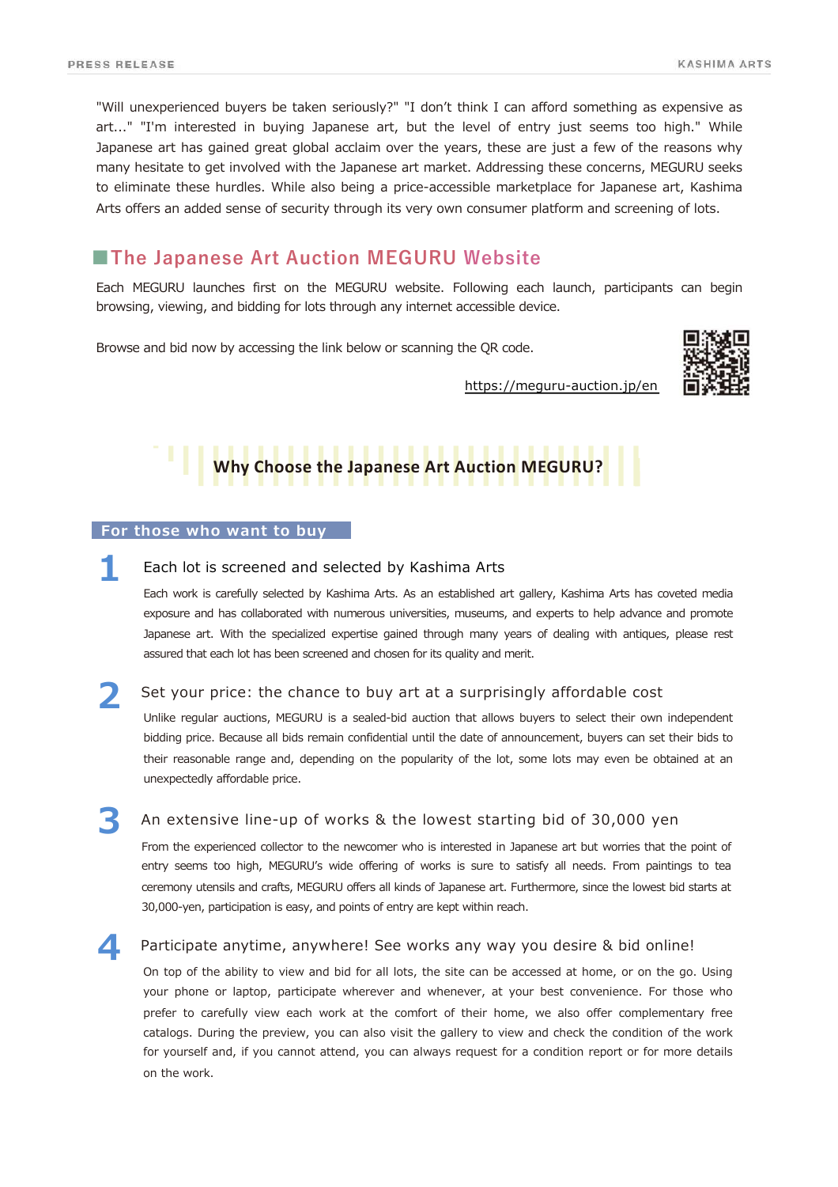"Will unexperienced buyers be taken seriously?" "I don't think I can afford something as expensive as art..." "I'm interested in buying Japanese art, but the level of entry just seems too high." While Japanese art has gained great global acclaim over the years, these are just a few of the reasons why many hesitate to get involved with the Japanese art market. Addressing these concerns, MEGURU seeks to eliminate these hurdles. While also being a price-accessible marketplace for Japanese art, Kashima Arts offers an added sense of security through its very own consumer platform and screening of lots.

## The Japanese Art Auction MEGURU Website

Each MEGURU launches first on the MEGURU website. Following each launch, participants can begin browsing, viewing, and bidding for lots through any internet accessible device.

Browse and bid now by accessing the link below or scanning the QR code.

https://meguru-auction.jp/en

## Why Choose the Japanese Art Auction MEGURU?

### For those who want to buy

**1** Each lot is screened and selected by Kashima Arts

Each work is carefully selected by Kashima Arts. As an established art gallery, Kashima Arts has coveted media exposure and has collaborated with numerous universities, museums, and experts to help advance and promote Japanese art. With the specialized expertise gained through many years of dealing with antiques, please rest assured that each lot has been screened and chosen for its quality and merit.

**2** Set your price: the chance to buy art at a surprisingly affordable cost

Unlike regular auctions, MEGURU is a sealed-bid auction that allows buyers to select their own independent bidding price. Because all bids remain confidential until the date of announcement, buyers can set their bids to their reasonable range and, depending on the popularity of the lot, some lots may even be obtained at an unexpectedly affordable price.

**3** An extensive line-up of works & the lowest starting bid of 30,000 yen

From the experienced collector to the newcomer who is interested in Japanese art but worries that the point of entry seems too high, MEGURU's wide offering of works is sure to satisfy all needs. From paintings to tea ceremony utensils and crafts, MEGURU offers all kinds of Japanese art. Furthermore, since the lowest bid starts at 30,000-yen, participation is easy, and points of entry are kept within reach.

**4** Participate anytime, anywhere! See works any way you desire & bid online!

On top of the ability to view and bid for all lots, the site can be accessed at home, or on the go. Using your phone or laptop, participate wherever and whenever, at your best convenience. For those who prefer to carefully view each work at the comfort of their home, we also offer complementary free catalogs. During the preview, you can also visit the gallery to view and check the condition of the work for yourself and, if you cannot attend, you can always request for a condition report or for more details on the work.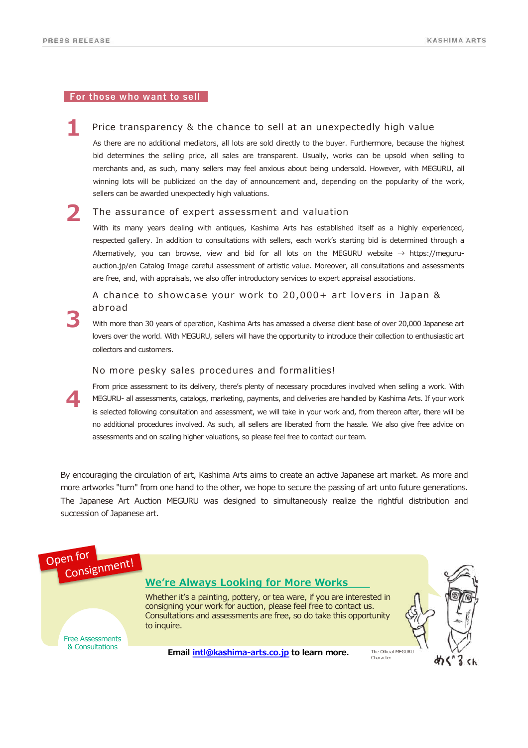## For those who want to sell

### 1 Price transparency & the chance to sell at an unexpectedly high value

As there are no additional mediators, all lots are sold directly to the buyer. Furthermore, because the highest bid determines the selling price, all sales are transparent. Usually, works can be upsold when selling to merchants and, as such, many sellers may feel anxious about being undersold. However, with MEGURU, all winning lots will be publicized on the day of announcement and, depending on the popularity of the work, sellers can be awarded unexpectedly high valuations.

### 2 The assurance of expert assessment and valuation

With its many years dealing with antiques, Kashima Arts has established itself as a highly experienced, respected gallery. In addition to consultations with sellers, each work's starting bid is determined through a Alternatively, you can browse, view and bid for all lots on the MEGURU website → https://meguru-auction.jp/en Catalog Image careful assessment of artistic value. Moreover, all consultations and assessments are free, and, with appraisals, we also offer introductory services to expert appraisal associations.

### 3 A chance to showcase your work to 20,000+ art lovers in Japan & abroad

With more than 30 years of operation, Kashima Arts has amassed a diverse client base of over 20,000 Japanese art lovers over the world. With MEGURU, sellers will have the opportunity to introduce their collection to enthusiastic art collectors and customers.

### 4 No more pesky sales procedures and formalities!

From price assessment to its delivery, there's plenty of necessary procedures involved when selling a work. With MEGURU- all assessments, catalogs, marketing, payments, and deliveries are handled by Kashima Arts. If your work is selected following consultation and assessment, we will take in your work and, from thereon after, there will be no additional procedures involved. As such, all sellers are liberated from the hassle. We also give free advice on assessments and on scaling higher valuations, so please feel free to contact our team.

By encouraging the circulation of art, Kashima Arts aims to create an active Japanese art market. As more and more artworks "turn" from one hand to the other, we hope to secure the passing of art unto future generations. The Japanese Art Auction MEGURU was designed to simultaneously realize the rightful distribution and succession of Japanese art.

Open for Consignment!

## We're Always Looking for More Works

Whether it's a painting, pottery, or tea ware, if you are interested in consigning your work for auction, please feel free to contact us. Consultations and assessments are free, so do take this opportunity to inquire.

Free Assessments & Consultations

**Email intl@kashima-arts.co.jp to learn more.**

The Official MEGURU Character

めぐるくん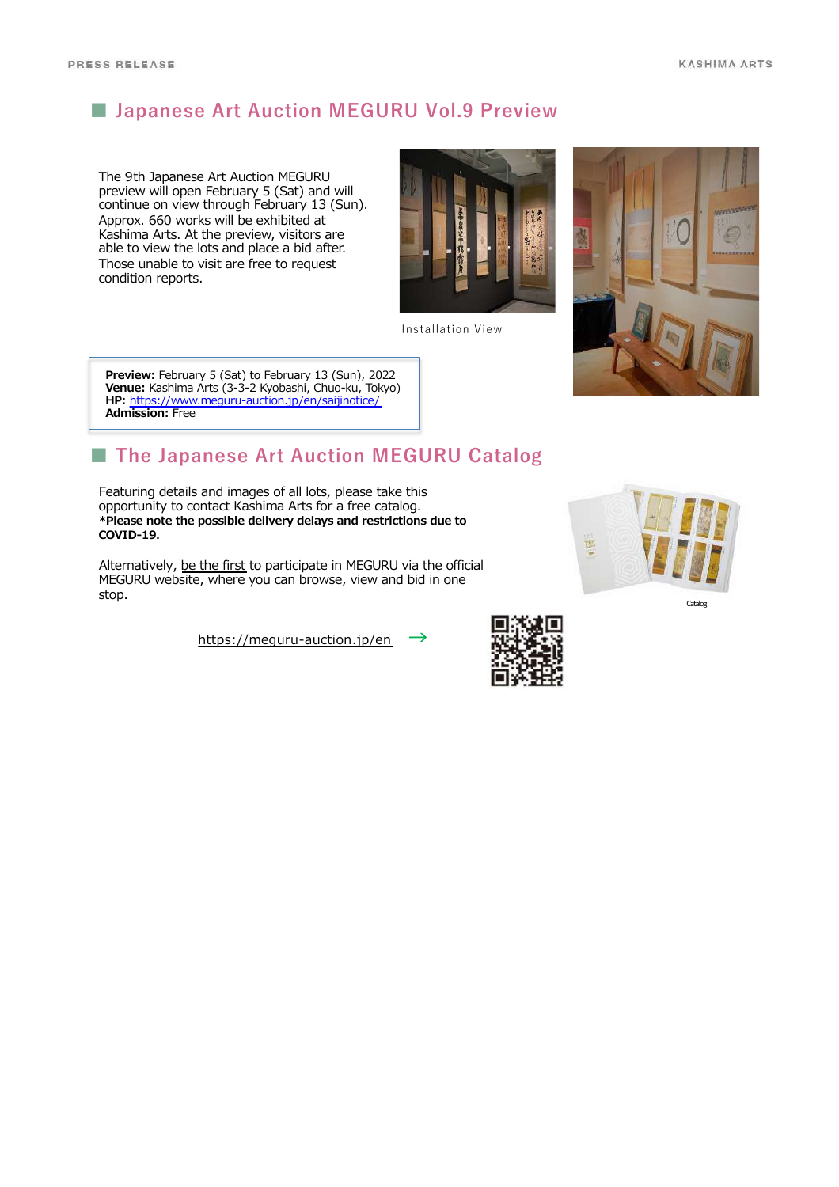## Japanese Art Auction MEGURU Vol.9 Preview

The 9th Japanese Art Auction MEGURU preview will open February 5 (Sat) and will continue on view through February 13 (Sun). Approx. 660 works will be exhibited at Kashima Arts. At the preview, visitors are able to view the lots and place a bid after. Those unable to visit are free to request condition reports.

Installation View

**Preview:** February 5 (Sat) to February 13 (Sun), 2022
**Venue:** Kashima Arts (3-3-2 Kyobashi, Chuo-ku, Tokyo)
**HP:** https://www.meguru-auction.jp/en/saijinotice/
**Admission:** Free

## The Japanese Art Auction MEGURU Catalog

Featuring details and images of all lots, please take this opportunity to contact Kashima Arts for a free catalog.
**\*Please note the possible delivery delays and restrictions due to COVID-19.**

Alternatively, be the first to participate in MEGURU via the official MEGURU website, where you can browse, view and bid in one stop.

Catalog

https://meguru-auction.jp/en →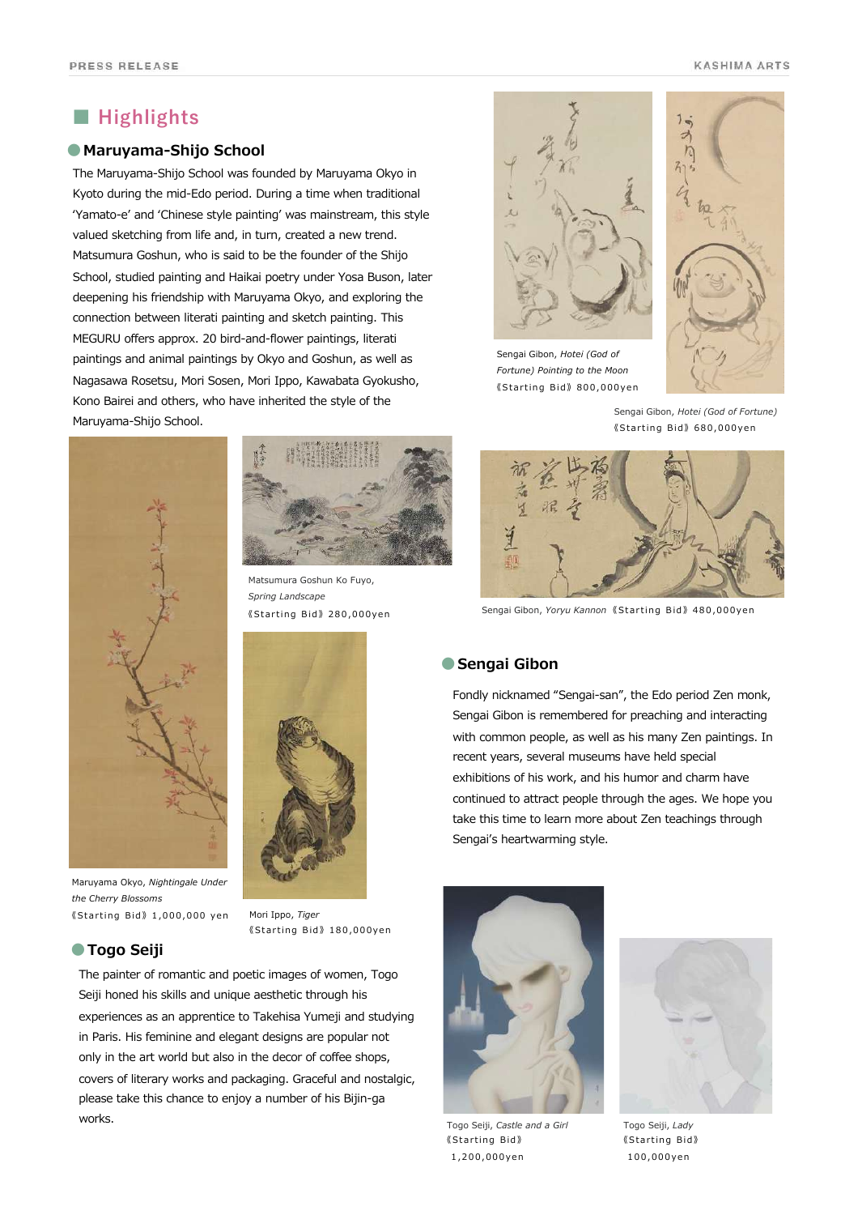## Highlights

### Maruyama-Shijo School

The Maruyama-Shijo School was founded by Maruyama Okyo in Kyoto during the mid-Edo period. During a time when traditional 'Yamato-e' and 'Chinese style painting' was mainstream, this style valued sketching from life and, in turn, created a new trend. Matsumura Goshun, who is said to be the founder of the Shijo School, studied painting and Haikai poetry under Yosa Buson, later deepening his friendship with Maruyama Okyo, and exploring the connection between literati painting and sketch painting. This MEGURU offers approx. 20 bird-and-flower paintings, literati paintings and animal paintings by Okyo and Goshun, as well as Nagasawa Rosetsu, Mori Sosen, Mori Ippo, Kawabata Gyokusho, Kono Bairei and others, who have inherited the style of the Maruyama-Shijo School.

Maruyama Okyo, *Nightingale Under the Cherry Blossoms*
《Starting Bid》1,000,000 yen

Matsumura Goshun Ko Fuyo, *Spring Landscape*
《Starting Bid》280,000yen

Mori Ippo, *Tiger*
《Starting Bid》180,000yen

Sengai Gibon, *Hotei (God of Fortune) Pointing to the Moon*
《Starting Bid》800,000yen

Sengai Gibon, *Hotei (God of Fortune)*
《Starting Bid》680,000yen

Sengai Gibon, *Yoryu Kannon* 《Starting Bid》480,000yen

### Sengai Gibon

Fondly nicknamed "Sengai-san", the Edo period Zen monk, Sengai Gibon is remembered for preaching and interacting with common people, as well as his many Zen paintings. In recent years, several museums have held special exhibitions of his work, and his humor and charm have continued to attract people through the ages. We hope you take this time to learn more about Zen teachings through Sengai's heartwarming style.

### Togo Seiji

The painter of romantic and poetic images of women, Togo Seiji honed his skills and unique aesthetic through his experiences as an apprentice to Takehisa Yumeji and studying in Paris. His feminine and elegant designs are popular not only in the art world but also in the decor of coffee shops, covers of literary works and packaging. Graceful and nostalgic, please take this chance to enjoy a number of his Bijin-ga works.

Togo Seiji, *Castle and a Girl*
《Starting Bid》
1,200,000yen

Togo Seiji, *Lady*
《Starting Bid》
100,000yen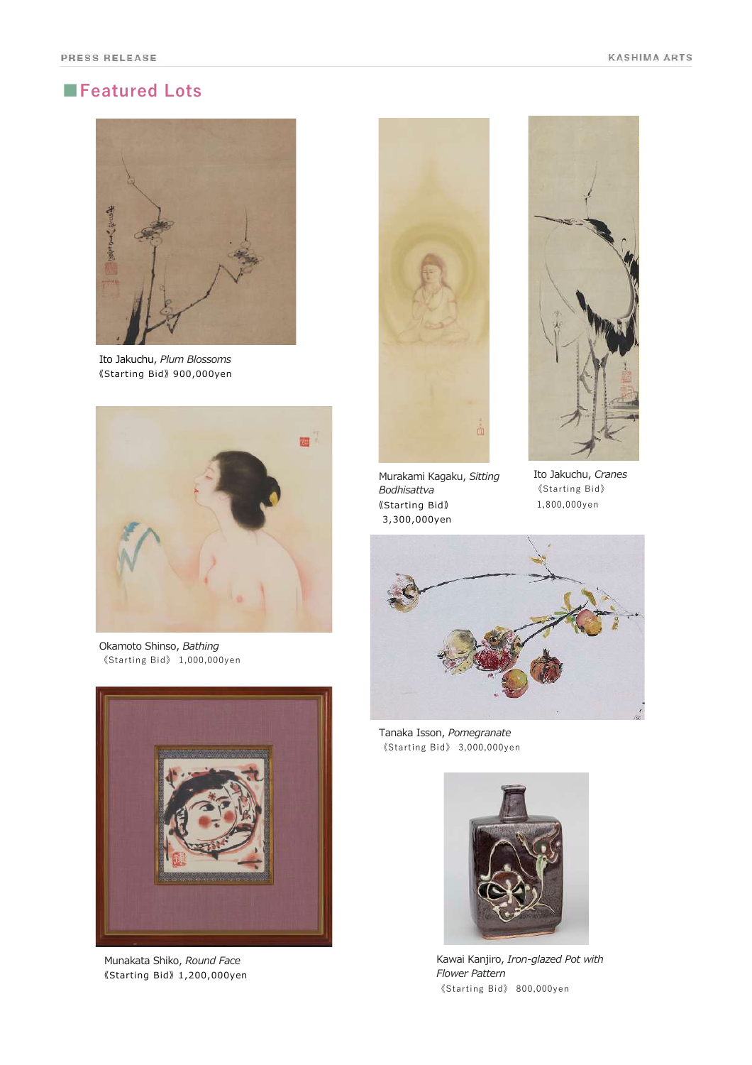## ■Featured Lots

Ito Jakuchu, *Plum Blossoms*
《Starting Bid》900,000yen

Murakami Kagaku, *Sitting Bodhisattva*
《Starting Bid》 3,300,000yen

Ito Jakuchu, *Cranes*
《Starting Bid》 1,800,000yen

Okamoto Shinso, *Bathing*
《Starting Bid》 1,000,000yen

Tanaka Isson, *Pomegranate*
《Starting Bid》 3,000,000yen

Munakata Shiko, *Round Face*
《Starting Bid》1,200,000yen

Kawai Kanjiro, *Iron-glazed Pot with Flower Pattern*
《Starting Bid》 800,000yen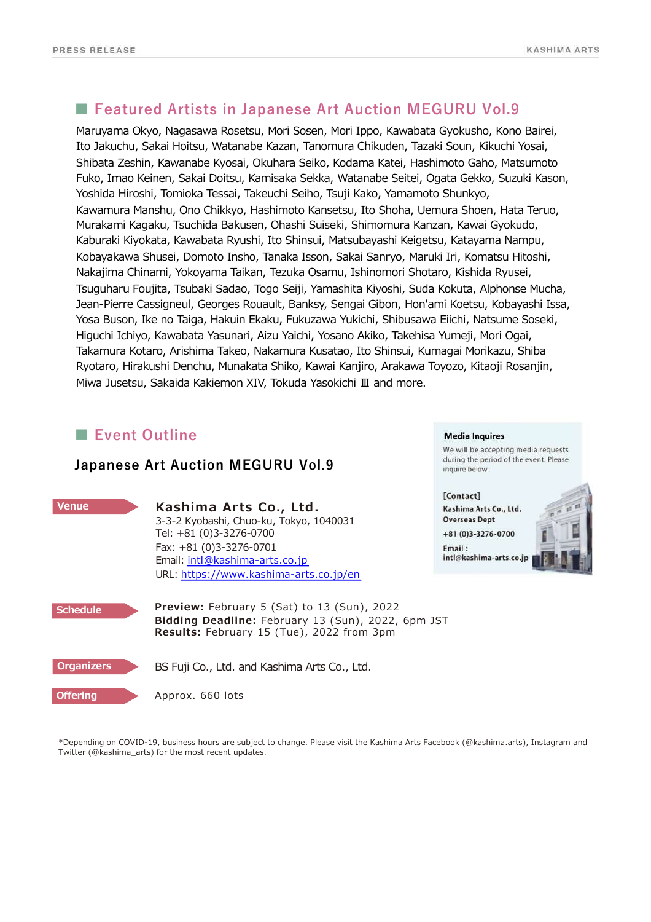## Featured Artists in Japanese Art Auction MEGURU Vol.9

Maruyama Okyo, Nagasawa Rosetsu, Mori Sosen, Mori Ippo, Kawabata Gyokusho, Kono Bairei, Ito Jakuchu, Sakai Hoitsu, Watanabe Kazan, Tanomura Chikuden, Tazaki Soun, Kikuchi Yosai, Shibata Zeshin, Kawanabe Kyosai, Okuhara Seiko, Kodama Katei, Hashimoto Gaho, Matsumoto Fuko, Imao Keinen, Sakai Doitsu, Kamisaka Sekka, Watanabe Seitei, Ogata Gekko, Suzuki Kason, Yoshida Hiroshi, Tomioka Tessai, Takeuchi Seiho, Tsuji Kako, Yamamoto Shunkyo, Kawamura Manshu, Ono Chikkyo, Hashimoto Kansetsu, Ito Shoha, Uemura Shoen, Hata Teruo, Murakami Kagaku, Tsuchida Bakusen, Ohashi Suiseki, Shimomura Kanzan, Kawai Gyokudo, Kaburaki Kiyokata, Kawabata Ryushi, Ito Shinsui, Matsubayashi Keigetsu, Katayama Nampu, Kobayakawa Shusei, Domoto Insho, Tanaka Isson, Sakai Sanryo, Maruki Iri, Komatsu Hitoshi, Nakajima Chinami, Yokoyama Taikan, Tezuka Osamu, Ishinomori Shotaro, Kishida Ryusei, Tsuguharu Foujita, Tsubaki Sadao, Togo Seiji, Yamashita Kiyoshi, Suda Kokuta, Alphonse Mucha, Jean-Pierre Cassigneul, Georges Rouault, Banksy, Sengai Gibon, Hon'ami Koetsu, Kobayashi Issa, Yosa Buson, Ike no Taiga, Hakuin Ekaku, Fukuzawa Yukichi, Shibusawa Eiichi, Natsume Soseki, Higuchi Ichiyo, Kawabata Yasunari, Aizu Yaichi, Yosano Akiko, Takehisa Yumeji, Mori Ogai, Takamura Kotaro, Arishima Takeo, Nakamura Kusatao, Ito Shinsui, Kumagai Morikazu, Shiba Ryotaro, Hirakushi Denchu, Munakata Shiko, Kawai Kanjiro, Arakawa Toyozo, Kitaoji Rosanjin, Miwa Jusetsu, Sakaida Kakiemon XIV, Tokuda Yasokichi Ⅲ and more.

## Event Outline

### Japanese Art Auction MEGURU Vol.9

**Venue**

**Kashima Arts Co., Ltd.**
3-3-2 Kyobashi, Chuo-ku, Tokyo, 1040031
Tel: +81 (0)3-3276-0700
Fax: +81 (0)3-3276-0701
Email: intl@kashima-arts.co.jp
URL: https://www.kashima-arts.co.jp/en

**Schedule**

**Preview:** February 5 (Sat) to 13 (Sun), 2022
**Bidding Deadline:** February 13 (Sun), 2022, 6pm JST
**Results:** February 15 (Tue), 2022 from 3pm

**Organizers**

BS Fuji Co., Ltd. and Kashima Arts Co., Ltd.

**Offering**

Approx. 660 lots

**Media Inquires**

We will be accepting media requests during the period of the event. Please inquire below.

[Contact]
Kashima Arts Co., Ltd.
Overseas Dept
+81 (0)3-3276-0700
Email : intl@kashima-arts.co.jp

*Depending on COVID-19, business hours are subject to change. Please visit the Kashima Arts Facebook (@kashima.arts), Instagram and Twitter (@kashima_arts) for the most recent updates.